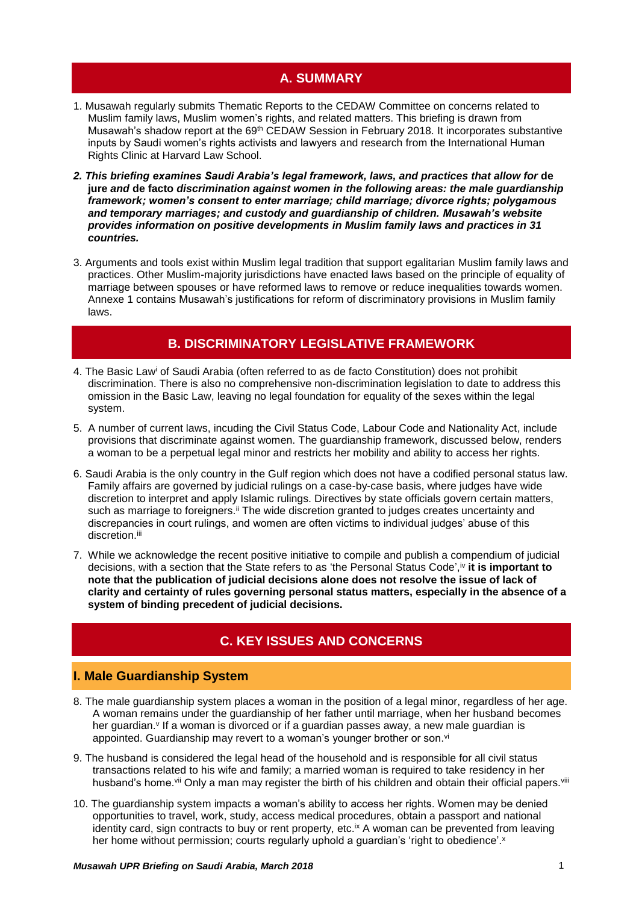## A. SUMMARY

1. Musawah regularly submits Thematic Reports to the CEDAW Committee on concerns related to Muslim family laws, Muslim women's rights, and related matters. This briefing is drawn from Musawah's shadow report at the 69th CEDAW Session in February 2018. It incorporates substantive inputs by Saudi women's rights activists and lawyers and research from the International Human Rights Clinic at Harvard Law School.

2. ***This briefing examines Saudi Arabia's legal framework, laws, and practices that allow for* de jure *and* de facto *discrimination against women in the following areas: the male guardianship framework; women's consent to enter marriage; child marriage; divorce rights; polygamous and temporary marriages; and custody and guardianship of children. Musawah's website provides information on positive developments in Muslim family laws and practices in 31 countries.***

3. Arguments and tools exist within Muslim legal tradition that support egalitarian Muslim family laws and practices. Other Muslim-majority jurisdictions have enacted laws based on the principle of equality of marriage between spouses or have reformed laws to remove or reduce inequalities towards women. Annexe 1 contains Musawah's justifications for reform of discriminatory provisions in Muslim family laws.

## B. DISCRIMINATORY LEGISLATIVE FRAMEWORK

4. The Basic Law[i] of Saudi Arabia (often referred to as de facto Constitution) does not prohibit discrimination. There is also no comprehensive non-discrimination legislation to date to address this omission in the Basic Law, leaving no legal foundation for equality of the sexes within the legal system.

5. A number of current laws, incuding the Civil Status Code, Labour Code and Nationality Act, include provisions that discriminate against women. The guardianship framework, discussed below, renders a woman to be a perpetual legal minor and restricts her mobility and ability to access her rights.

6. Saudi Arabia is the only country in the Gulf region which does not have a codified personal status law. Family affairs are governed by judicial rulings on a case-by-case basis, where judges have wide discretion to interpret and apply Islamic rulings. Directives by state officials govern certain matters, such as marriage to foreigners.[ii] The wide discretion granted to judges creates uncertainty and discrepancies in court rulings, and women are often victims to individual judges' abuse of this discretion.[iii]

7. While we acknowledge the recent positive initiative to compile and publish a compendium of judicial decisions, with a section that the State refers to as 'the Personal Status Code',[iv] **it is important to note that the publication of judicial decisions alone does not resolve the issue of lack of clarity and certainty of rules governing personal status matters, especially in the absence of a system of binding precedent of judicial decisions.**

## C. KEY ISSUES AND CONCERNS

### I. Male Guardianship System

8. The male guardianship system places a woman in the position of a legal minor, regardless of her age. A woman remains under the guardianship of her father until marriage, when her husband becomes her guardian.[v] If a woman is divorced or if a guardian passes away, a new male guardian is appointed. Guardianship may revert to a woman's younger brother or son.[vi]

9. The husband is considered the legal head of the household and is responsible for all civil status transactions related to his wife and family; a married woman is required to take residency in her husband's home.[vii] Only a man may register the birth of his children and obtain their official papers.[viii]

10. The guardianship system impacts a woman's ability to access her rights. Women may be denied opportunities to travel, work, study, access medical procedures, obtain a passport and national identity card, sign contracts to buy or rent property, etc.[ix] A woman can be prevented from leaving her home without permission; courts regularly uphold a guardian's 'right to obedience'.[x]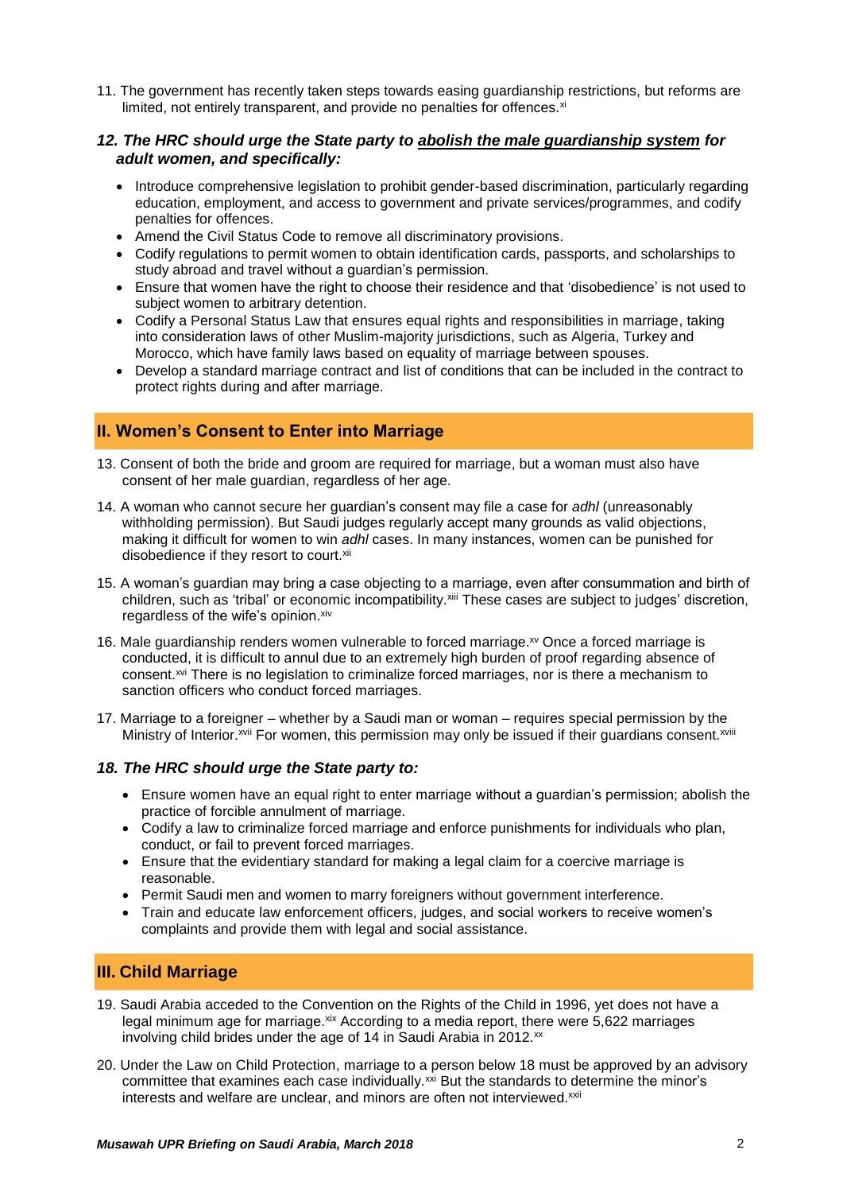11. The government has recently taken steps towards easing guardianship restrictions, but reforms are limited, not entirely transparent, and provide no penalties for offences.[xi]

***12. The HRC should urge the State party to abolish the male guardianship system for adult women, and specifically:***

- Introduce comprehensive legislation to prohibit gender-based discrimination, particularly regarding education, employment, and access to government and private services/programmes, and codify penalties for offences.
- Amend the Civil Status Code to remove all discriminatory provisions.
- Codify regulations to permit women to obtain identification cards, passports, and scholarships to study abroad and travel without a guardian's permission.
- Ensure that women have the right to choose their residence and that 'disobedience' is not used to subject women to arbitrary detention.
- Codify a Personal Status Law that ensures equal rights and responsibilities in marriage, taking into consideration laws of other Muslim-majority jurisdictions, such as Algeria, Turkey and Morocco, which have family laws based on equality of marriage between spouses.
- Develop a standard marriage contract and list of conditions that can be included in the contract to protect rights during and after marriage.

## II. Women's Consent to Enter into Marriage

13. Consent of both the bride and groom are required for marriage, but a woman must also have consent of her male guardian, regardless of her age.

14. A woman who cannot secure her guardian's consent may file a case for *adhl* (unreasonably withholding permission). But Saudi judges regularly accept many grounds as valid objections, making it difficult for women to win *adhl* cases. In many instances, women can be punished for disobedience if they resort to court.[xii]

15. A woman's guardian may bring a case objecting to a marriage, even after consummation and birth of children, such as 'tribal' or economic incompatibility.[xiii] These cases are subject to judges' discretion, regardless of the wife's opinion.[xiv]

16. Male guardianship renders women vulnerable to forced marriage.[xv] Once a forced marriage is conducted, it is difficult to annul due to an extremely high burden of proof regarding absence of consent.[xvi] There is no legislation to criminalize forced marriages, nor is there a mechanism to sanction officers who conduct forced marriages.

17. Marriage to a foreigner – whether by a Saudi man or woman – requires special permission by the Ministry of Interior.[xvii] For women, this permission may only be issued if their guardians consent.[xviii]

***18. The HRC should urge the State party to:***

- Ensure women have an equal right to enter marriage without a guardian's permission; abolish the practice of forcible annulment of marriage.
- Codify a law to criminalize forced marriage and enforce punishments for individuals who plan, conduct, or fail to prevent forced marriages.
- Ensure that the evidentiary standard for making a legal claim for a coercive marriage is reasonable.
- Permit Saudi men and women to marry foreigners without government interference.
- Train and educate law enforcement officers, judges, and social workers to receive women's complaints and provide them with legal and social assistance.

## III. Child Marriage

19. Saudi Arabia acceded to the Convention on the Rights of the Child in 1996, yet does not have a legal minimum age for marriage.[xix] According to a media report, there were 5,622 marriages involving child brides under the age of 14 in Saudi Arabia in 2012.[xx]

20. Under the Law on Child Protection, marriage to a person below 18 must be approved by an advisory committee that examines each case individually.[xxi] But the standards to determine the minor's interests and welfare are unclear, and minors are often not interviewed.[xxii]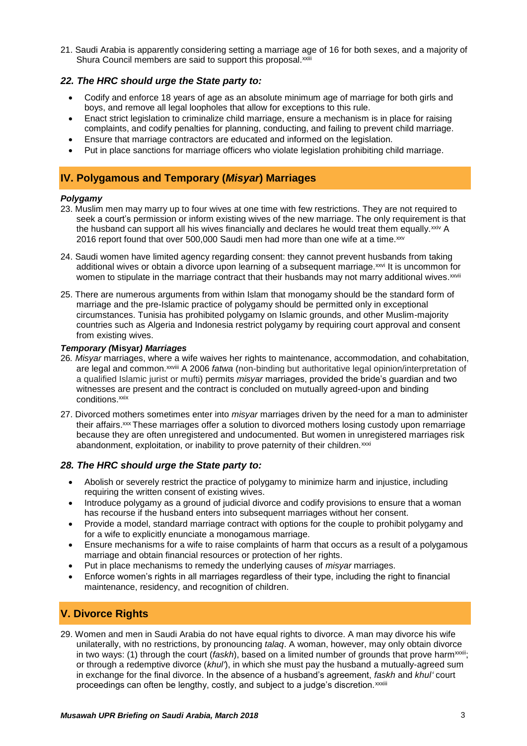21. Saudi Arabia is apparently considering setting a marriage age of 16 for both sexes, and a majority of Shura Council members are said to support this proposal.[xxiii]

### *22. The HRC should urge the State party to:*

- Codify and enforce 18 years of age as an absolute minimum age of marriage for both girls and boys, and remove all legal loopholes that allow for exceptions to this rule.
- Enact strict legislation to criminalize child marriage, ensure a mechanism is in place for raising complaints, and codify penalties for planning, conducting, and failing to prevent child marriage.
- Ensure that marriage contractors are educated and informed on the legislation.
- Put in place sanctions for marriage officers who violate legislation prohibiting child marriage.

## IV. Polygamous and Temporary (*Misyar*) Marriages

***Polygamy***

23. Muslim men may marry up to four wives at one time with few restrictions. They are not required to seek a court's permission or inform existing wives of the new marriage. The only requirement is that the husband can support all his wives financially and declares he would treat them equally.[xxiv] A 2016 report found that over 500,000 Saudi men had more than one wife at a time.[xxv]

24. Saudi women have limited agency regarding consent: they cannot prevent husbands from taking additional wives or obtain a divorce upon learning of a subsequent marriage.[xxvi] It is uncommon for women to stipulate in the marriage contract that their husbands may not marry additional wives.[xxvii]

25. There are numerous arguments from within Islam that monogamy should be the standard form of marriage and the pre-Islamic practice of polygamy should be permitted only in exceptional circumstances. Tunisia has prohibited polygamy on Islamic grounds, and other Muslim-majority countries such as Algeria and Indonesia restrict polygamy by requiring court approval and consent from existing wives.

***Temporary (*Misyar*) Marriages***

26. *Misyar* marriages, where a wife waives her rights to maintenance, accommodation, and cohabitation, are legal and common.[xxviii] A 2006 *fatwa* (non-binding but authoritative legal opinion/interpretation of a qualified Islamic jurist or mufti) permits *misyar* marriages, provided the bride's guardian and two witnesses are present and the contract is concluded on mutually agreed-upon and binding conditions.[xxix]

27. Divorced mothers sometimes enter into *misyar* marriages driven by the need for a man to administer their affairs.[xxx] These marriages offer a solution to divorced mothers losing custody upon remarriage because they are often unregistered and undocumented. But women in unregistered marriages risk abandonment, exploitation, or inability to prove paternity of their children.[xxxi]

### *28. The HRC should urge the State party to:*

- Abolish or severely restrict the practice of polygamy to minimize harm and injustice, including requiring the written consent of existing wives.
- Introduce polygamy as a ground of judicial divorce and codify provisions to ensure that a woman has recourse if the husband enters into subsequent marriages without her consent.
- Provide a model, standard marriage contract with options for the couple to prohibit polygamy and for a wife to explicitly enunciate a monogamous marriage.
- Ensure mechanisms for a wife to raise complaints of harm that occurs as a result of a polygamous marriage and obtain financial resources or protection of her rights.
- Put in place mechanisms to remedy the underlying causes of *misyar* marriages.
- Enforce women's rights in all marriages regardless of their type, including the right to financial maintenance, residency, and recognition of children.

## V. Divorce Rights

29. Women and men in Saudi Arabia do not have equal rights to divorce. A man may divorce his wife unilaterally, with no restrictions, by pronouncing *talaq*. A woman, however, may only obtain divorce in two ways: (1) through the court (*faskh*), based on a limited number of grounds that prove harm[xxxii]; or through a redemptive divorce (*khul'*), in which she must pay the husband a mutually-agreed sum in exchange for the final divorce. In the absence of a husband's agreement, *faskh* and *khul'* court proceedings can often be lengthy, costly, and subject to a judge's discretion.[xxxiii]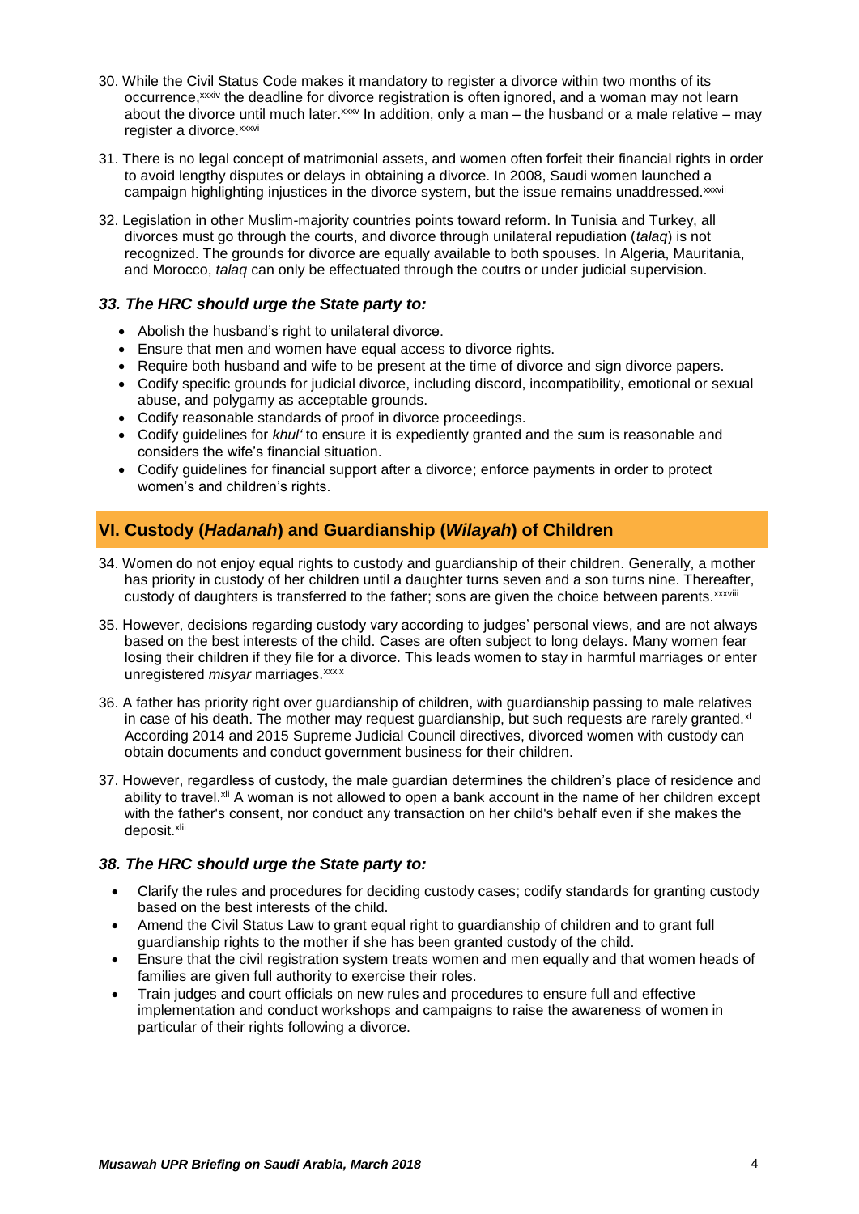30. While the Civil Status Code makes it mandatory to register a divorce within two months of its occurrence,[xxxiv] the deadline for divorce registration is often ignored, and a woman may not learn about the divorce until much later.[xxxv] In addition, only a man – the husband or a male relative – may register a divorce.[xxxvi]

31. There is no legal concept of matrimonial assets, and women often forfeit their financial rights in order to avoid lengthy disputes or delays in obtaining a divorce. In 2008, Saudi women launched a campaign highlighting injustices in the divorce system, but the issue remains unaddressed.[xxxvii]

32. Legislation in other Muslim-majority countries points toward reform. In Tunisia and Turkey, all divorces must go through the courts, and divorce through unilateral repudiation (*talaq*) is not recognized. The grounds for divorce are equally available to both spouses. In Algeria, Mauritania, and Morocco, *talaq* can only be effectuated through the coutrs or under judicial supervision.

### *33. The HRC should urge the State party to:*

- Abolish the husband's right to unilateral divorce.
- Ensure that men and women have equal access to divorce rights.
- Require both husband and wife to be present at the time of divorce and sign divorce papers.
- Codify specific grounds for judicial divorce, including discord, incompatibility, emotional or sexual abuse, and polygamy as acceptable grounds.
- Codify reasonable standards of proof in divorce proceedings.
- Codify guidelines for *khul'* to ensure it is expediently granted and the sum is reasonable and considers the wife's financial situation.
- Codify guidelines for financial support after a divorce; enforce payments in order to protect women's and children's rights.

## VI. Custody (*Hadanah*) and Guardianship (*Wilayah*) of Children

34. Women do not enjoy equal rights to custody and guardianship of their children. Generally, a mother has priority in custody of her children until a daughter turns seven and a son turns nine. Thereafter, custody of daughters is transferred to the father; sons are given the choice between parents.[xxxviii]

35. However, decisions regarding custody vary according to judges' personal views, and are not always based on the best interests of the child. Cases are often subject to long delays. Many women fear losing their children if they file for a divorce. This leads women to stay in harmful marriages or enter unregistered *misyar* marriages.[xxxix]

36. A father has priority right over guardianship of children, with guardianship passing to male relatives in case of his death. The mother may request guardianship, but such requests are rarely granted.[xl] According 2014 and 2015 Supreme Judicial Council directives, divorced women with custody can obtain documents and conduct government business for their children.

37. However, regardless of custody, the male guardian determines the children's place of residence and ability to travel.[xli] A woman is not allowed to open a bank account in the name of her children except with the father's consent, nor conduct any transaction on her child's behalf even if she makes the deposit.[xlii]

### *38. The HRC should urge the State party to:*

- Clarify the rules and procedures for deciding custody cases; codify standards for granting custody based on the best interests of the child.
- Amend the Civil Status Law to grant equal right to guardianship of children and to grant full guardianship rights to the mother if she has been granted custody of the child.
- Ensure that the civil registration system treats women and men equally and that women heads of families are given full authority to exercise their roles.
- Train judges and court officials on new rules and procedures to ensure full and effective implementation and conduct workshops and campaigns to raise the awareness of women in particular of their rights following a divorce.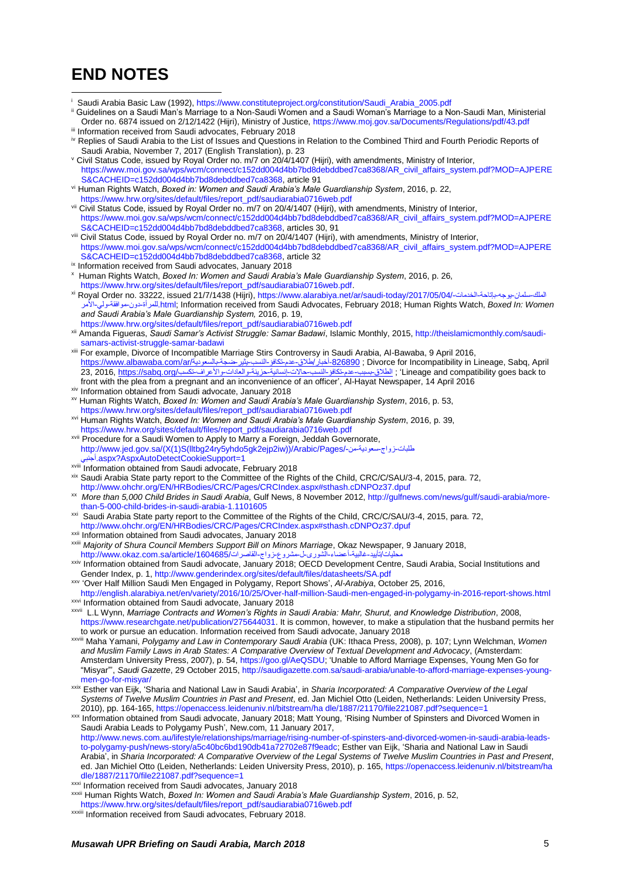# END NOTES

[i] Saudi Arabia Basic Law (1992), https://www.constituteproject.org/constitution/Saudi_Arabia_2005.pdf

[ii] Guidelines on a Saudi Man's Marriage to a Non-Saudi Women and a Saudi Woman's Marriage to a Non-Saudi Man, Ministerial Order no. 6874 issued on 2/12/1422 (Hijri), Ministry of Justice, https://www.moj.gov.sa/Documents/Regulations/pdf/43.pdf

[iii] Information received from Saudi advocates, February 2018

[iv] Replies of Saudi Arabia to the List of Issues and Questions in Relation to the Combined Third and Fourth Periodic Reports of Saudi Arabia, November 7, 2017 (English Translation), p. 23

[v] Civil Status Code, issued by Royal Order no. m/7 on 20/4/1407 (Hijri), with amendments, Ministry of Interior, https://www.moi.gov.sa/wps/wcm/connect/c152dd004d4bb7bd8debddbed7ca8368/AR_civil_affairs_system.pdf?MOD=AJPERES&CACHEID=c152dd004d4bb7bd8debddbed7ca8368, article 91

[vi] Human Rights Watch, *Boxed in: Women and Saudi Arabia's Male Guardianship System*, 2016, p. 22, https://www.hrw.org/sites/default/files/report_pdf/saudiarabia0716web.pdf

[vii] Civil Status Code, issued by Royal Order no. m/7 on 20/4/1407 (Hijri), with amendments, Ministry of Interior, https://www.moi.gov.sa/wps/wcm/connect/c152dd004d4bb7bd8debddbed7ca8368/AR_civil_affairs_system.pdf?MOD=AJPERES&CACHEID=c152dd004d4bb7bd8debddbed7ca8368, articles 30, 91

[viii] Civil Status Code, issued by Royal Order no. m/7 on 20/4/1407 (Hijri), with amendments, Ministry of Interior, https://www.moi.gov.sa/wps/wcm/connect/c152dd004d4bb7bd8debddbed7ca8368/AR_civil_affairs_system.pdf?MOD=AJPERES&CACHEID=c152dd004d4bb7bd8debddbed7ca8368, article 32

[ix] Information received from Saudi advocates, January 2018

[x] Human Rights Watch, *Boxed In: Women and Saudi Arabia's Male Guardianship System*, 2016, p. 26, https://www.hrw.org/sites/default/files/report_pdf/saudiarabia0716web.pdf.

[xi] Royal Order no. 33222, issued 21/7/1438 (Hijri), https://www.alarabiya.net/ar/saudi-today/2017/05/04/الملك-سلمان-يوجه-بإتاحة-الخدمات-للمرأة-دون-موافقة-ولي-الأمر.html; Information received from Saudi Advocates, February 2018; Human Rights Watch, *Boxed In: Women and Saudi Arabia's Male Guardianship System,* 2016, p. 19, https://www.hrw.org/sites/default/files/report_pdf/saudiarabia0716web.pdf

[xii] Amanda Figueras, *Saudi Samar's Activist Struggle: Samar Badawi*, Islamic Monthly, 2015, http://theislamicmonthly.com/saudi-samars-activist-struggle-samar-badawi

[xiii] For example, Divorce of Incompatible Marriage Stirs Controversy in Saudi Arabia, Al-Bawaba, 9 April 2016, https://www.albawaba.com/ar/أخبار/طلاق-عدم-تكافؤ-النسب-يثير-ضجة-بالسعودية-826890 ; Divorce for Incompatibility in Lineage, Sabq, April 23, 2016, https://sabq.org/الطلاق-بسبب-عدم-تكافؤ-النسب-حالات-إنسانية-حزينة-والعادات-والأعراف-تكسب ; 'Lineage and compatibility goes back to front with the plea from a pregnant and an inconvenience of an officer', Al-Hayat Newspaper, 14 April 2016

[xiv] Information obtained from Saudi advocate, January 2018

[xv] Human Rights Watch, *Boxed In: Women and Saudi Arabia's Male Guardianship System*, 2016, p. 53, https://www.hrw.org/sites/default/files/report_pdf/saudiarabia0716web.pdf

[xvi] Human Rights Watch, *Boxed In: Women and Saudi Arabia's Male Guardianship System*, 2016, p. 39, https://www.hrw.org/sites/default/files/report_pdf/saudiarabia0716web.pdf

[xvii] Procedure for a Saudi Women to Apply to Marry a Foreign, Jeddah Governorate, http://www.jed.gov.sa/(X(1)S(lltbg24ry5yhdo5gk2ejp2iw))/Arabic/Pages/طلبات-زواج-سعودية-من-أجنبي.aspx?AspxAutoDetectCookieSupport=1

[xviii] Information obtained from Saudi advocate, February 2018

[xix] Saudi Arabia State party report to the Committee of the Rights of the Child, CRC/C/SAU/3-4, 2015, para. 72, http://www.ohchr.org/EN/HRBodies/CRC/Pages/CRCIndex.aspx#sthash.cDNPOz37.dpuf

[xx] *More than 5,000 Child Brides in Saudi Arabia*, Gulf News, 8 November 2012, http://gulfnews.com/news/gulf/saudi-arabia/more-than-5-000-child-brides-in-saudi-arabia-1.1101605

[xxi] Saudi Arabia State party report to the Committee of the Rights of the Child, CRC/C/SAU/3-4, 2015, para. 72, http://www.ohchr.org/EN/HRBodies/CRC/Pages/CRCIndex.aspx#sthash.cDNPOz37.dpuf

[xxii] Information obtained from Saudi advocates, January 2018

[xxiii] *Majority of Shura Council Members Support Bill on Minors Marriage*, Okaz Newspaper, 9 January 2018, http://www.okaz.com.sa/article/1604685/محليات/تأييد-غالبية-أعضاء-الشورى-ل-مشروع-زواج-القاصرات

[xxiv] Information obtained from Saudi advocate, January 2018; OECD Development Centre, Saudi Arabia, Social Institutions and Gender Index, p. 1, http://www.genderindex.org/sites/default/files/datasheets/SA.pdf

[xxv] 'Over Half Million Saudi Men Engaged in Polygamy, Report Shows', *Al-Arabiya*, October 25, 2016, http://english.alarabiya.net/en/variety/2016/10/25/Over-half-million-Saudi-men-engaged-in-polygamy-in-2016-report-shows.html

[xxvi] Information obtained from Saudi advocate, January 2018

[xxvii] L.L Wynn, *Marriage Contracts and Women's Rights in Saudi Arabia: Mahr, Shurut, and Knowledge Distribution*, 2008, https://www.researchgate.net/publication/275644031. It is common, however, to make a stipulation that the husband permits her to work or pursue an education. Information received from Saudi advocate, January 2018

[xxviii] Maha Yamani, *Polygamy and Law in Contemporary Saudi Arabia* (UK: Ithaca Press, 2008), p. 107; Lynn Welchman, *Women and Muslim Family Laws in Arab States: A Comparative Overview of Textual Development and Advocacy*, (Amsterdam: Amsterdam University Press, 2007), p. 54, https://goo.gl/AeQSDU; 'Unable to Afford Marriage Expenses, Young Men Go for "Misyar"', *Saudi Gazette*, 29 October 2015, http://saudigazette.com.sa/saudi-arabia/unable-to-afford-marriage-expenses-young-men-go-for-misyar/

[xxix] Esther van Eijk, 'Sharia and National Law in Saudi Arabia', in *Sharia Incorporated: A Comparative Overview of the Legal Systems of Twelve Muslim Countries in Past and Present*, ed. Jan Michiel Otto (Leiden, Netherlands: Leiden University Press, 2010), pp. 164-165, https://openaccess.leidenuniv.nl/bitstream/ha dle/1887/21170/file221087.pdf?sequence=1

[xxx] Information obtained from Saudi advocate, January 2018; Matt Young, 'Rising Number of Spinsters and Divorced Women in Saudi Arabia Leads to Polygamy Push', New.com, 11 January 2017, http://www.news.com.au/lifestyle/relationships/marriage/rising-number-of-spinsters-and-divorced-women-in-saudi-arabia-leads-to-polygamy-push/news-story/a5c40bc6bd190db41a72702e87f9eadc; Esther van Eijk, 'Sharia and National Law in Saudi Arabia', in *Sharia Incorporated: A Comparative Overview of the Legal Systems of Twelve Muslim Countries in Past and Present*, ed. Jan Michiel Otto (Leiden, Netherlands: Leiden University Press, 2010), p. 165, https://openaccess.leidenuniv.nl/bitstream/ha dle/1887/21170/file221087.pdf?sequence=1

[xxxi] Information received from Saudi advocates, January 2018

[xxxii] Human Rights Watch, *Boxed In: Women and Saudi Arabia's Male Guardianship System*, 2016, p. 52, https://www.hrw.org/sites/default/files/report_pdf/saudiarabia0716web.pdf

[xxxiii] Information received from Saudi advocates, February 2018.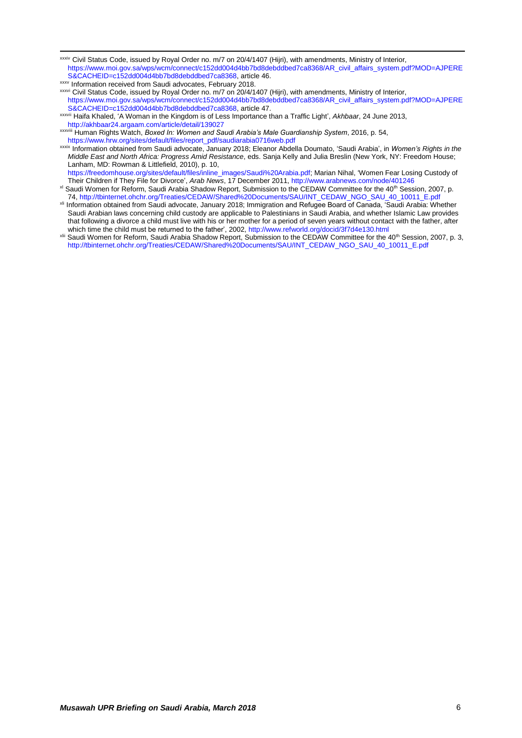[xxxiv] Civil Status Code, issued by Royal Order no. m/7 on 20/4/1407 (Hijri), with amendments, Ministry of Interior, https://www.moi.gov.sa/wps/wcm/connect/c152dd004d4bb7bd8debddbed7ca8368/AR_civil_affairs_system.pdf?MOD=AJPERES&CACHEID=c152dd004d4bb7bd8debddbed7ca8368, article 46.

[xxxv] Information received from Saudi advocates, February 2018.

[xxxvi] Civil Status Code, issued by Royal Order no. m/7 on 20/4/1407 (Hijri), with amendments, Ministry of Interior, https://www.moi.gov.sa/wps/wcm/connect/c152dd004d4bb7bd8debddbed7ca8368/AR_civil_affairs_system.pdf?MOD=AJPERES&CACHEID=c152dd004d4bb7bd8debddbed7ca8368, article 47.

[xxxvii] Haifa Khaled, 'A Woman in the Kingdom is of Less Importance than a Traffic Light', *Akhbaar*, 24 June 2013, http://akhbaar24.argaam.com/article/detail/139027

[xxxviii] Human Rights Watch, *Boxed In: Women and Saudi Arabia's Male Guardianship System*, 2016, p. 54, https://www.hrw.org/sites/default/files/report_pdf/saudiarabia0716web.pdf

[xxxix] Information obtained from Saudi advocate, January 2018; Eleanor Abdella Doumato, 'Saudi Arabia', in *Women's Rights in the Middle East and North Africa: Progress Amid Resistance*, eds. Sanja Kelly and Julia Breslin (New York, NY: Freedom House; Lanham, MD: Rowman & Littlefield, 2010), p. 10, https://freedomhouse.org/sites/default/files/inline_images/Saudi%20Arabia.pdf; Marian Nihal, 'Women Fear Losing Custody of Their Children if They File for Divorce', *Arab News*, 17 December 2011, http://www.arabnews.com/node/401246

[xl] Saudi Women for Reform, Saudi Arabia Shadow Report, Submission to the CEDAW Committee for the 40th Session, 2007, p. 74, http://tbinternet.ohchr.org/Treaties/CEDAW/Shared%20Documents/SAU/INT_CEDAW_NGO_SAU_40_10011_E.pdf

[xli] Information obtained from Saudi advocate, January 2018; Immigration and Refugee Board of Canada, 'Saudi Arabia: Whether Saudi Arabian laws concerning child custody are applicable to Palestinians in Saudi Arabia, and whether Islamic Law provides that following a divorce a child must live with his or her mother for a period of seven years without contact with the father, after which time the child must be returned to the father', 2002, http://www.refworld.org/docid/3f7d4e130.html

[xlii] Saudi Women for Reform, Saudi Arabia Shadow Report, Submission to the CEDAW Committee for the 40th Session, 2007, p. 3, http://tbinternet.ohchr.org/Treaties/CEDAW/Shared%20Documents/SAU/INT_CEDAW_NGO_SAU_40_10011_E.pdf